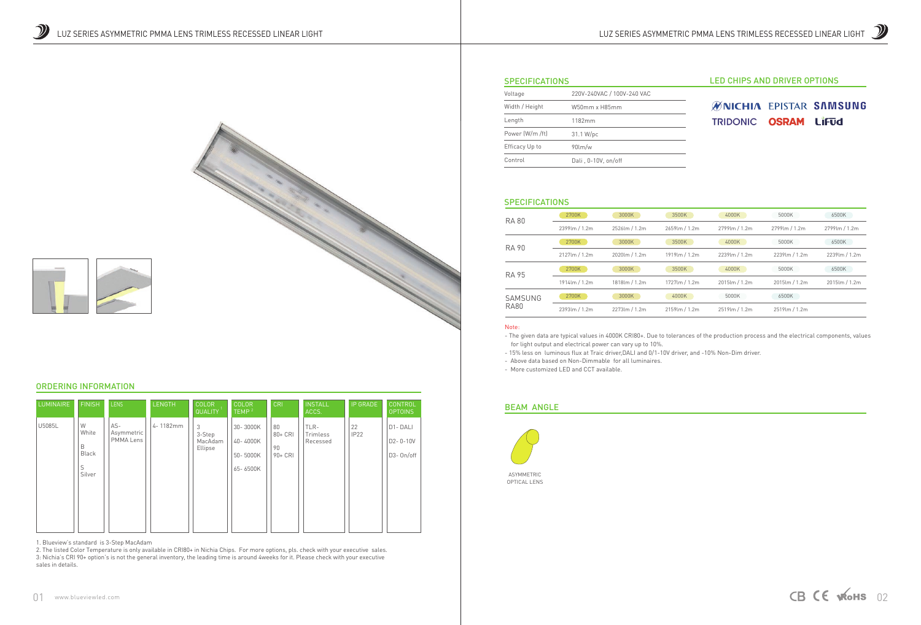## ORDERING INFORMATION

| LUMINAIRE | FINISH | LENS | LENGTH | COLOR QUALITY [1] | COLOR TEMP [2] | CRI | INSTALL ACCS. | IP GRADE | CONTROL OPTOINS |
|---|---|---|---|---|---|---|---|---|---|
| U5085L | W White<br>B Black<br>S Silver | AS- Asymmetric PMMA Lens | 4- 1182mm | 3 3-Step MacAdam Ellipse | 30- 3000K<br>40- 4000K<br>50- 5000K<br>65- 6500K | 80 80+ CRI<br>90 90+ CRI | TLR- Trimless Recessed | 22 IP22 | D1- DALI<br>D2- 0-10V<br>D3- On/off |

1. Blueview's standard is 3-Step MacAdam
2. The listed Color Temperature is only available in CRI80+ in Nichia Chips. For more options, pls. check with your executive sales.
3: Nichia's CRI 90+ option's is not the general inventory, the leading time is around 4weeks for it. Please check with your executive sales in details.

## SPECIFICATIONS

| | |
|---|---|
| Voltage | 220V-240VAC / 100V-240 VAC |
| Width / Height | W50mm x H85mm |
| Length | 1182mm |
| Power (W/m /ft) | 31.1 W/pc |
| Efficacy Up to | 90lm/w |
| Control | Dali , 0-10V, on/off |

## LED CHIPS AND DRIVER OPTIONS

NICHIA EPISTAR SAMSUNG TRIDONIC OSRAM LIFUD

## SPECIFICATIONS

| | | | | | | |
|---|---|---|---|---|---|---|
| RA 80 | 2700K | 3000K | 3500K | 4000K | 5000K | 6500K |
| | 2399lm / 1.2m | 2526lm / 1.2m | 2659lm / 1.2m | 2799lm / 1.2m | 2799lm / 1.2m | 2799lm / 1.2m |
| RA 90 | 2700K | 3000K | 3500K | 4000K | 5000K | 6500K |
| | 2127lm / 1.2m | 2020lm / 1.2m | 1919lm / 1.2m | 2239lm / 1.2m | 2239lm / 1.2m | 2239lm / 1.2m |
| RA 95 | 2700K | 3000K | 3500K | 4000K | 5000K | 6500K |
| | 1914lm / 1.2m | 1818lm / 1.2m | 1727lm / 1.2m | 2015lm / 1.2m | 2015lm / 1.2m | 2015lm / 1.2m |
| SAMSUNG RA80 | 2700K | 3000K | 4000K | 5000K | 6500K | |
| | 2393lm / 1.2m | 2273lm / 1.2m | 2159lm / 1.2m | 2519lm / 1.2m | 2519lm / 1.2m | |

Note:

- The given data are typical values in 4000K CRI80+. Due to tolerances of the production process and the electrical components, values for light output and electrical power can vary up to 10%.
- 15% less on luminous flux at Traic driver,DALI and 0/1-10V driver, and -10% Non-Dim driver.
- Above data based on Non-Dimmable for all luminaires.
- More customized LED and CCT available.

## BEAM ANGLE

ASYMMETRIC OPTICAL LENS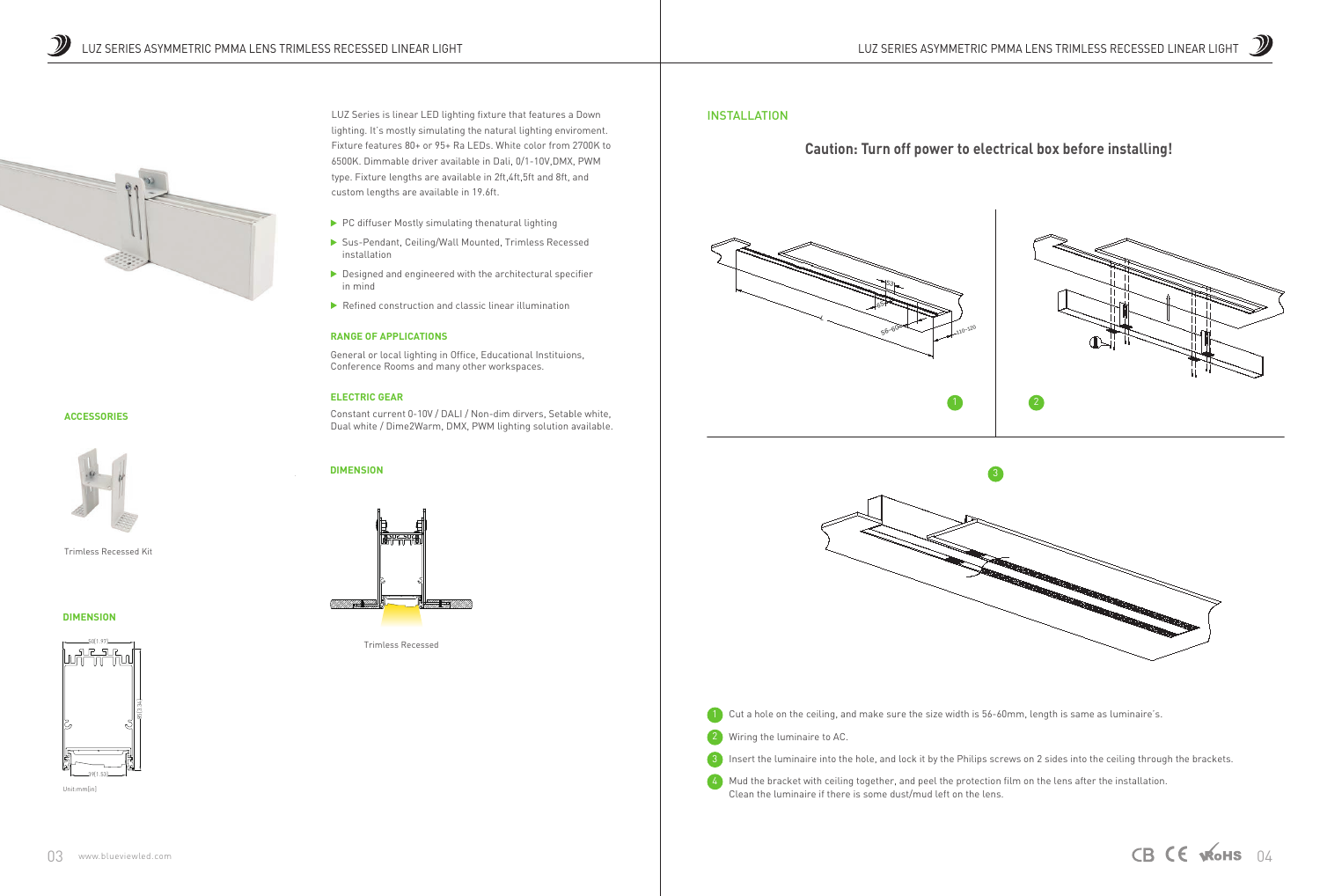LUZ Series is linear LED lighting fixture that features a Down lighting. It's mostly simulating the natural lighting enviroment. Fixture features 80+ or 95+ Ra LEDs. White color from 2700K to 6500K. Dimmable driver available in Dali, 0/1-10V,DMX, PWM type. Fixture lengths are available in 2ft,4ft,5ft and 8ft, and custom lengths are available in 19.6ft.

- PC diffuser Mostly simulating thenatural lighting
- Sus-Pendant, Ceiling/Wall Mounted, Trimless Recessed installation
- Designed and engineered with the architectural specifier in mind
- Refined construction and classic linear illumination

**RANGE OF APPLICATIONS**

General or local lighting in Office, Educational Instituions, Conference Rooms and many other workspaces.

**ELECTRIC GEAR**

Constant current 0-10V / DALI / Non-dim dirvers, Setable white, Dual white / Dime2Warm, DMX, PWM lighting solution available.

**ACCESSORIES**

Trimless Recessed Kit

**DIMENSION**

50(1.97)

80(3.15)

39(1.53)

Unit:mm(in)

**DIMENSION**

Trimless Recessed

## INSTALLATION

**Caution: Turn off power to electrical box before installing!**

56-60

110-120

1. Cut a hole on the ceiling, and make sure the size width is 56-60mm, length is same as luminaire's.
2. Wiring the luminaire to AC.
3. Insert the luminaire into the hole, and lock it by the Philips screws on 2 sides into the ceiling through the brackets.
4. Mud the bracket with ceiling together, and peel the protection film on the lens after the installation. Clean the luminaire if there is some dust/mud left on the lens.

CB CE RoHS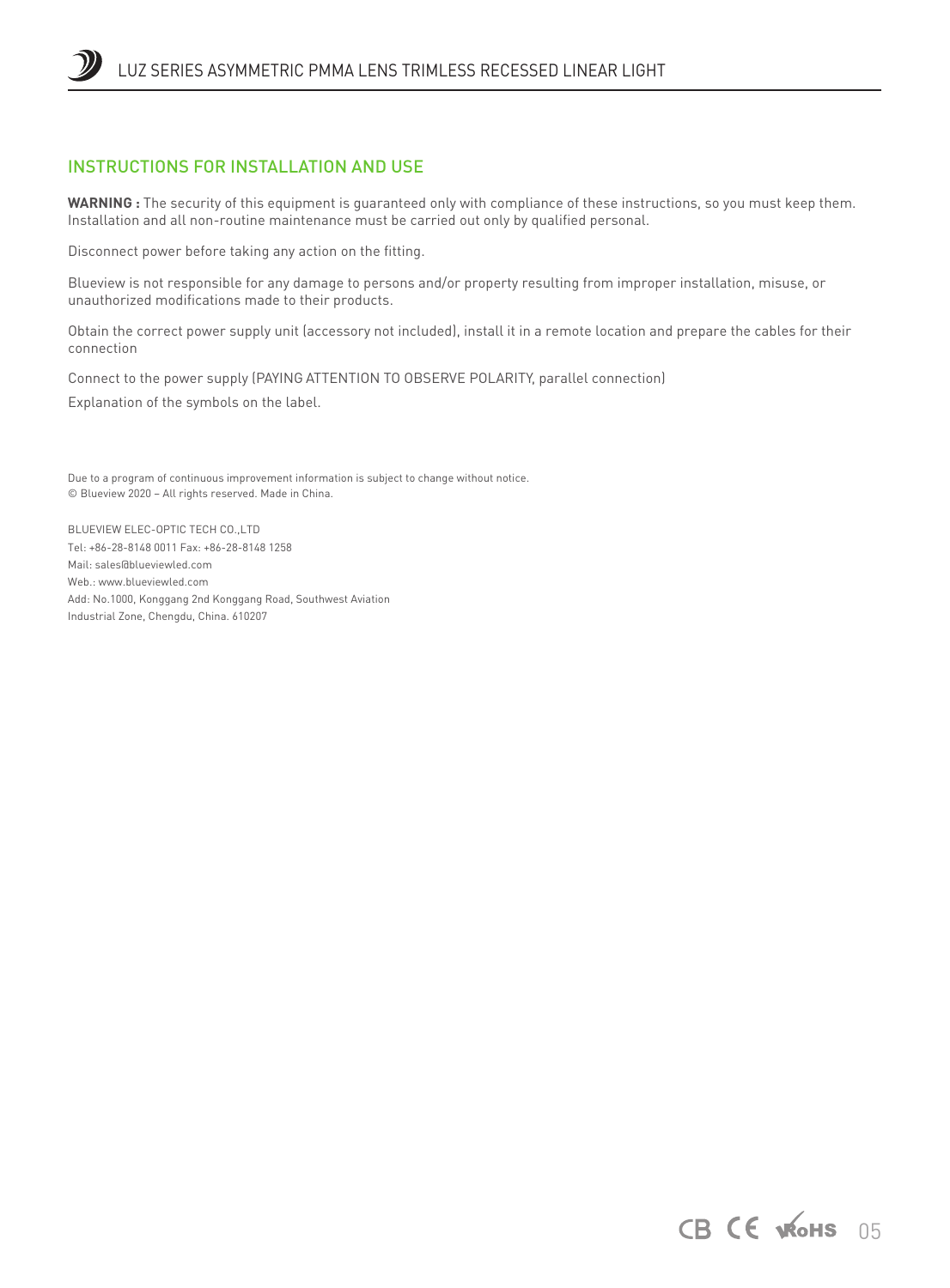## INSTRUCTIONS FOR INSTALLATION AND USE

**WARNING :** The security of this equipment is guaranteed only with compliance of these instructions, so you must keep them. Installation and all non-routine maintenance must be carried out only by qualified personal.

Disconnect power before taking any action on the fitting.

Blueview is not responsible for any damage to persons and/or property resulting from improper installation, misuse, or unauthorized modifications made to their products.

Obtain the correct power supply unit (accessory not included), install it in a remote location and prepare the cables for their connection

Connect to the power supply (PAYING ATTENTION TO OBSERVE POLARITY, parallel connection)

Explanation of the symbols on the label.

Due to a program of continuous improvement information is subject to change without notice.
© Blueview 2020 – All rights reserved. Made in China.

BLUEVIEW ELEC-OPTIC TECH CO.,LTD
Tel: +86-28-8148 0011 Fax: +86-28-8148 1258
Mail: sales@blueviewled.com
Web.: www.blueviewled.com
Add: No.1000, Konggang 2nd Konggang Road, Southwest Aviation
Industrial Zone, Chengdu, China. 610207

CB CE RoHS